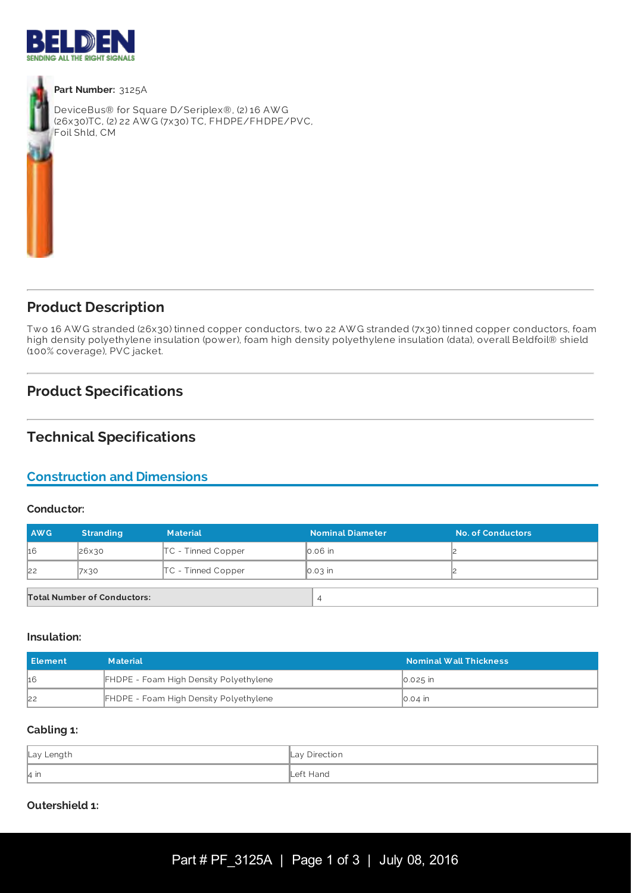**Part Number:** 3125A

DeviceBus® for Square D/Seriplex®, (2) 16 AWG (26x30)TC, (2) 22 AWG (7x30) TC, FHDPE/FHDPE/PVC, Foil Shld, CM

## Product Description

Two 16 AWG stranded (26x30) tinned copper conductors, two 22 AWG stranded (7x30) tinned copper conductors, foam high density polyethylene insulation (power), foam high density polyethylene insulation (data), overall Beldfoil® shield (100% coverage), PVC jacket.

## Product Specifications

## Technical Specifications

### Construction and Dimensions

#### Conductor:

| AWG | Stranding | Material | Nominal Diameter | No. of Conductors |
|---|---|---|---|---|
| 16 | 26x30 | TC - Tinned Copper | 0.06 in | 2 |
| 22 | 7x30 | TC - Tinned Copper | 0.03 in | 2 |

| Total Number of Conductors: | 4 |
|---|---|

#### Insulation:

| Element | Material | Nominal Wall Thickness |
|---|---|---|
| 16 | FHDPE - Foam High Density Polyethylene | 0.025 in |
| 22 | FHDPE - Foam High Density Polyethylene | 0.04 in |

#### Cabling 1:

| Lay Length | Lay Direction |
|---|---|
| 4 in | Left Hand |

#### Outershield 1: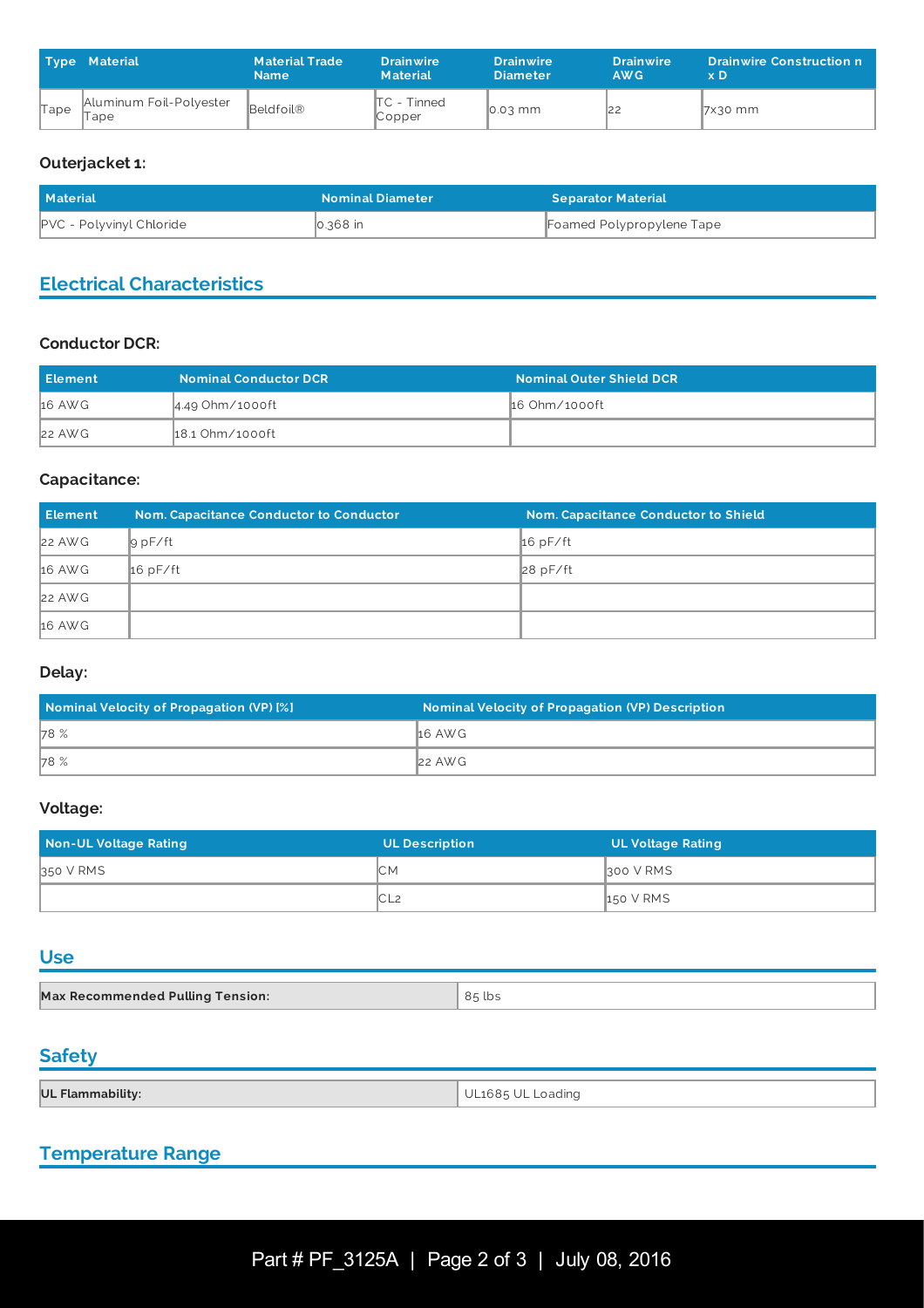| Type | Material | Material Trade Name | Drainwire Material | Drainwire Diameter | Drainwire AWG | Drainwire Construction n x D |
| --- | --- | --- | --- | --- | --- | --- |
| Tape | Aluminum Foil-Polyester Tape | Beldfoil® | TC - Tinned Copper | 0.03 mm | 22 | 7x30 mm |

### Outerjacket 1:

| Material | Nominal Diameter | Separator Material |
| --- | --- | --- |
| PVC - Polyvinyl Chloride | 0.368 in | Foamed Polypropylene Tape |

## Electrical Characteristics

### Conductor DCR:

| Element | Nominal Conductor DCR | Nominal Outer Shield DCR |
| --- | --- | --- |
| 16 AWG | 4.49 Ohm/1000ft | 16 Ohm/1000ft |
| 22 AWG | 18.1 Ohm/1000ft | |

### Capacitance:

| Element | Nom. Capacitance Conductor to Conductor | Nom. Capacitance Conductor to Shield |
| --- | --- | --- |
| 22 AWG | 9 pF/ft | 16 pF/ft |
| 16 AWG | 16 pF/ft | 28 pF/ft |
| 22 AWG | | |
| 16 AWG | | |

### Delay:

| Nominal Velocity of Propagation (VP) [%] | Nominal Velocity of Propagation (VP) Description |
| --- | --- |
| 78 % | 16 AWG |
| 78 % | 22 AWG |

### Voltage:

| Non-UL Voltage Rating | UL Description | UL Voltage Rating |
| --- | --- | --- |
| 350 V RMS | CM | 300 V RMS |
| | CL2 | 150 V RMS |

## Use

| Max Recommended Pulling Tension: | 85 lbs |
| --- | --- |

## Safety

| UL Flammability: | UL1685 UL Loading |
| --- | --- |

## Temperature Range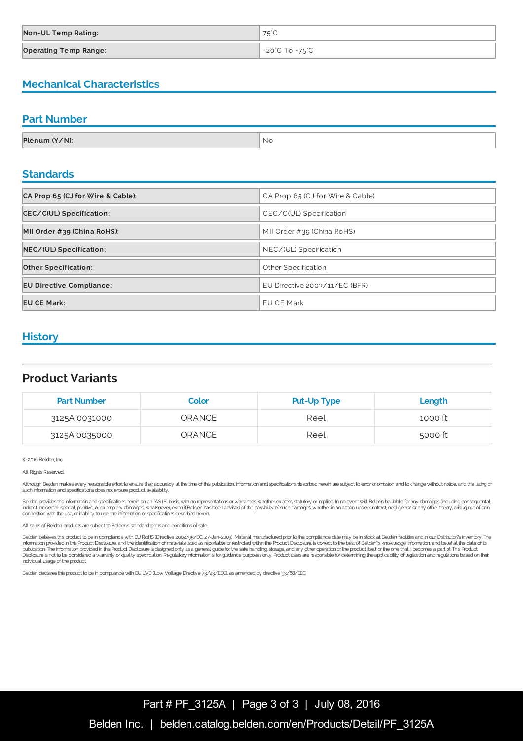| | |
|---|---|
| **Non-UL Temp Rating:** | 75°C |
| **Operating Temp Range:** | -20°C To +75°C |

## Mechanical Characteristics

## Part Number

| | |
|---|---|
| **Plenum (Y/N):** | No |

## Standards

| | |
|---|---|
| **CA Prop 65 (CJ for Wire & Cable):** | CA Prop 65 (CJ for Wire & Cable) |
| **CEC/C(UL) Specification:** | CEC/C(UL) Specification |
| **MII Order #39 (China RoHS):** | MII Order #39 (China RoHS) |
| **NEC/(UL) Specification:** | NEC/(UL) Specification |
| **Other Specification:** | Other Specification |
| **EU Directive Compliance:** | EU Directive 2003/11/EC (BFR) |
| **EU CE Mark:** | EU CE Mark |

## History

## Product Variants

| Part Number | Color | Put-Up Type | Length |
|---|---|---|---|
| 3125A 0031000 | ORANGE | Reel | 1000 ft |
| 3125A 0035000 | ORANGE | Reel | 5000 ft |

© 2016 Belden, Inc

All Rights Reserved.

Although Belden makes every reasonable effort to ensure their accuracy at the time of this publication, information and specifications described herein are subject to error or omission and to change without notice, and the listing of such information and specifications does not ensure product availability.

Belden provides the information and specifications herein on an "AS IS" basis, with no representations or warranties, whether express, statutory or implied. In no event will Belden be liable for any damages (including consequential, indirect, incidental, special, punitive, or exemplary damages) whatsoever, even if Belden has been advised of the possibility of such damages, whether in an action under contract, negligence or any other theory, arising out of or in connection with the use, or inability to use, the information or specifications described herein.

All sales of Belden products are subject to Belden's standard terms and conditions of sale.

Belden believes this product to be in compliance with EU RoHS (Directive 2002/95/EC, 27-Jan-2003). Material manufactured prior to the compliance date may be in stock at Belden facilities and in our Distributor?s inventory. The information provided in this Product Disclosure, and the identification of materials listed as reportable or restricted within the Product Disclosure, is correct to the best of Belden?s knowledge, information, and belief at the date of its publication. The information provided in this Product Disclosure is designed only as a general guide for the safe handling, storage, and any other operation of the product itself or the one that it becomes a part of. This Product Disclosure is not to be considered a warranty or quality specification. Regulatory information is for guidance purposes only. Product users are responsible for determining the applicability of legislation and regulations based on their individual usage of the product.

Belden declares this product to be in compliance with EU LVD (Low Voltage Directive 73/23/EEC), as amended by directive 93/68/EEC.